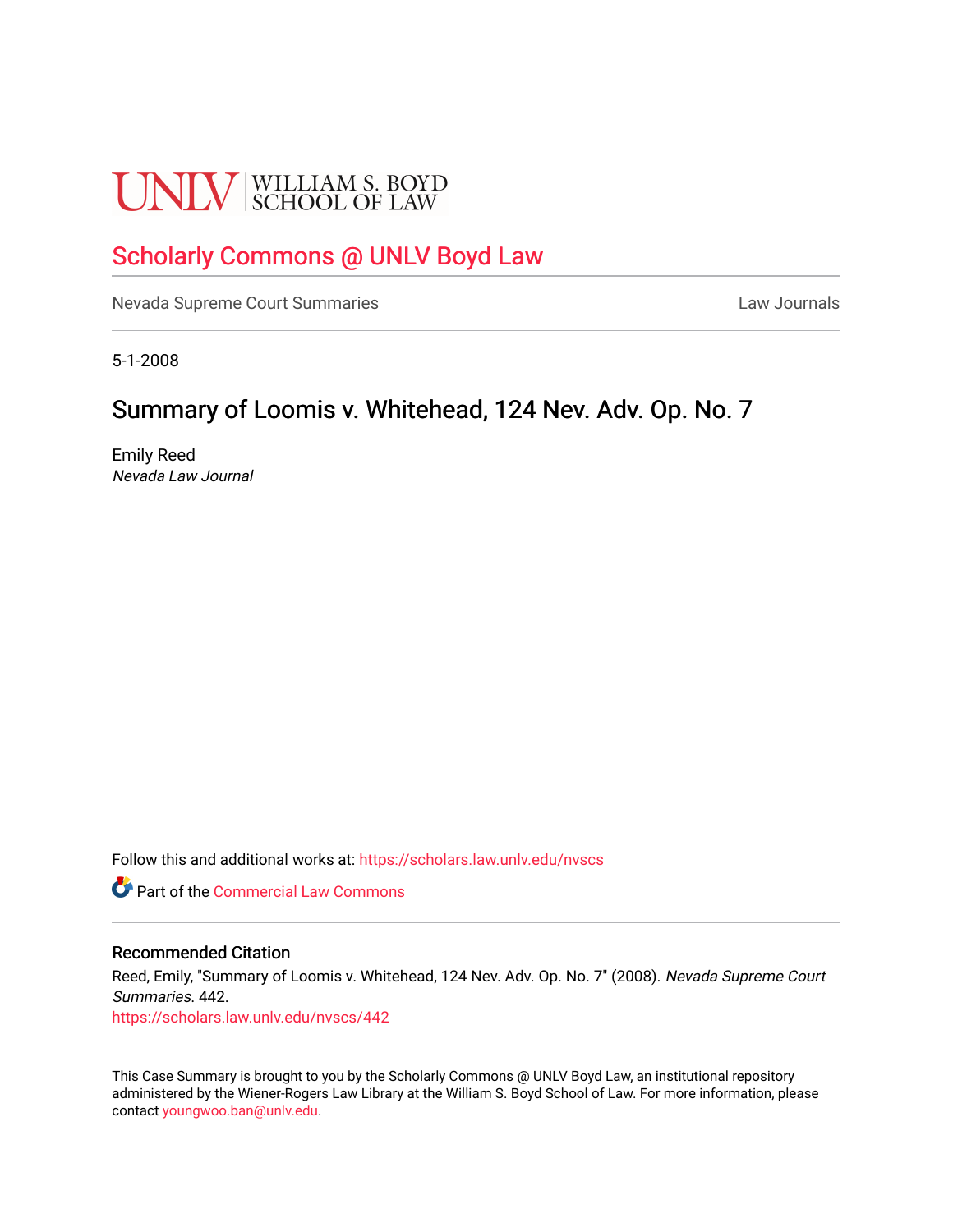UNLV | WILLIAM S. BOYD SCHOOL OF LAW

# Scholarly Commons @ UNLV Boyd Law

Nevada Supreme Court Summaries | Law Journals

5-1-2008

## Summary of Loomis v. Whitehead, 124 Nev. Adv. Op. No. 7

Emily Reed
*Nevada Law Journal*

Follow this and additional works at: https://scholars.law.unlv.edu/nvscs

Part of the Commercial Law Commons

### Recommended Citation

Reed, Emily, "Summary of Loomis v. Whitehead, 124 Nev. Adv. Op. No. 7" (2008). *Nevada Supreme Court Summaries*. 442.
https://scholars.law.unlv.edu/nvscs/442

This Case Summary is brought to you by the Scholarly Commons @ UNLV Boyd Law, an institutional repository administered by the Wiener-Rogers Law Library at the William S. Boyd School of Law. For more information, please contact youngwoo.ban@unlv.edu.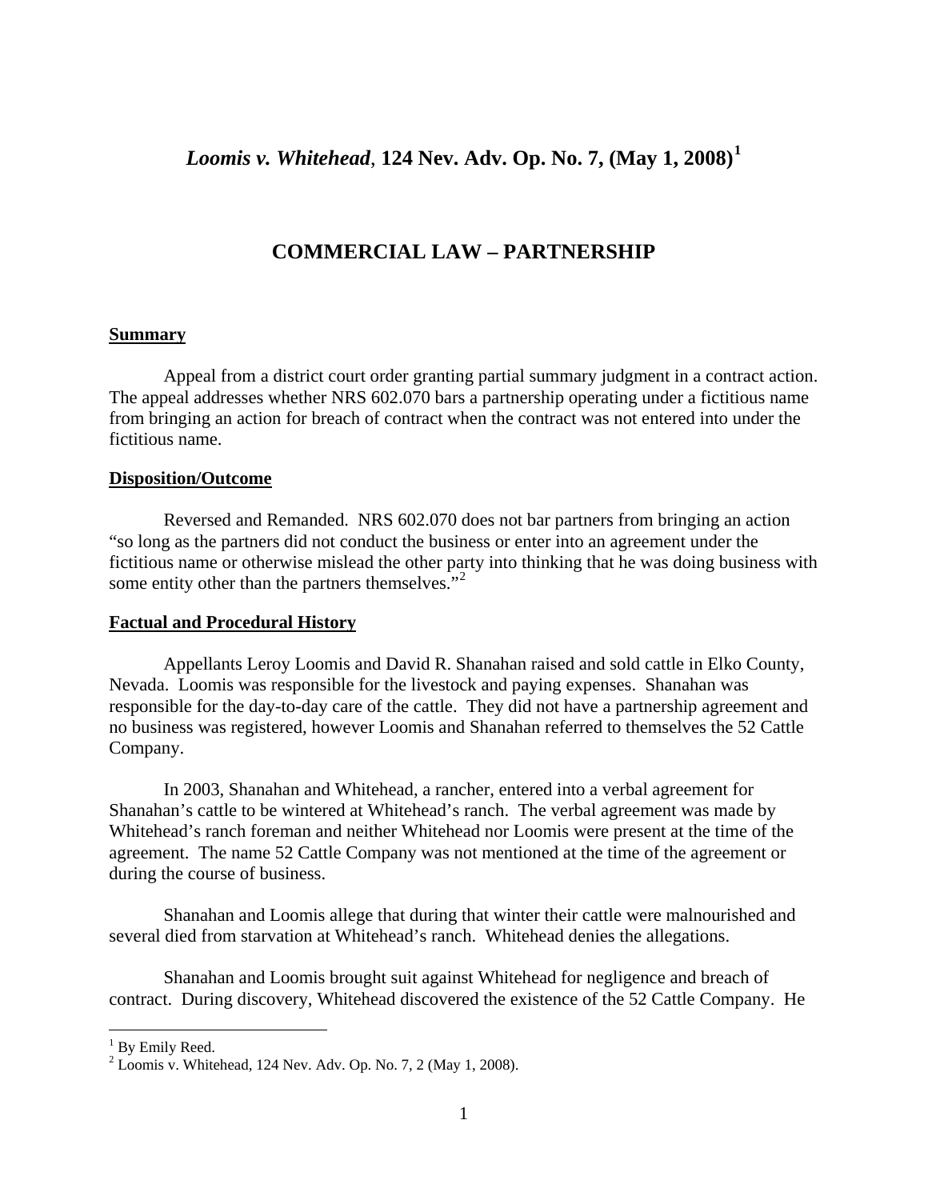# *Loomis v. Whitehead*, 124 Nev. Adv. Op. No. 7, (May 1, 2008)[1]

## COMMERCIAL LAW – PARTNERSHIP

### Summary

Appeal from a district court order granting partial summary judgment in a contract action. The appeal addresses whether NRS 602.070 bars a partnership operating under a fictitious name from bringing an action for breach of contract when the contract was not entered into under the fictitious name.

### Disposition/Outcome

Reversed and Remanded. NRS 602.070 does not bar partners from bringing an action "so long as the partners did not conduct the business or enter into an agreement under the fictitious name or otherwise mislead the other party into thinking that he was doing business with some entity other than the partners themselves."[2]

### Factual and Procedural History

Appellants Leroy Loomis and David R. Shanahan raised and sold cattle in Elko County, Nevada. Loomis was responsible for the livestock and paying expenses. Shanahan was responsible for the day-to-day care of the cattle. They did not have a partnership agreement and no business was registered, however Loomis and Shanahan referred to themselves the 52 Cattle Company.

In 2003, Shanahan and Whitehead, a rancher, entered into a verbal agreement for Shanahan's cattle to be wintered at Whitehead's ranch. The verbal agreement was made by Whitehead's ranch foreman and neither Whitehead nor Loomis were present at the time of the agreement. The name 52 Cattle Company was not mentioned at the time of the agreement or during the course of business.

Shanahan and Loomis allege that during that winter their cattle were malnourished and several died from starvation at Whitehead's ranch. Whitehead denies the allegations.

Shanahan and Loomis brought suit against Whitehead for negligence and breach of contract. During discovery, Whitehead discovered the existence of the 52 Cattle Company. He

---

[1] By Emily Reed.

[2] Loomis v. Whitehead, 124 Nev. Adv. Op. No. 7, 2 (May 1, 2008).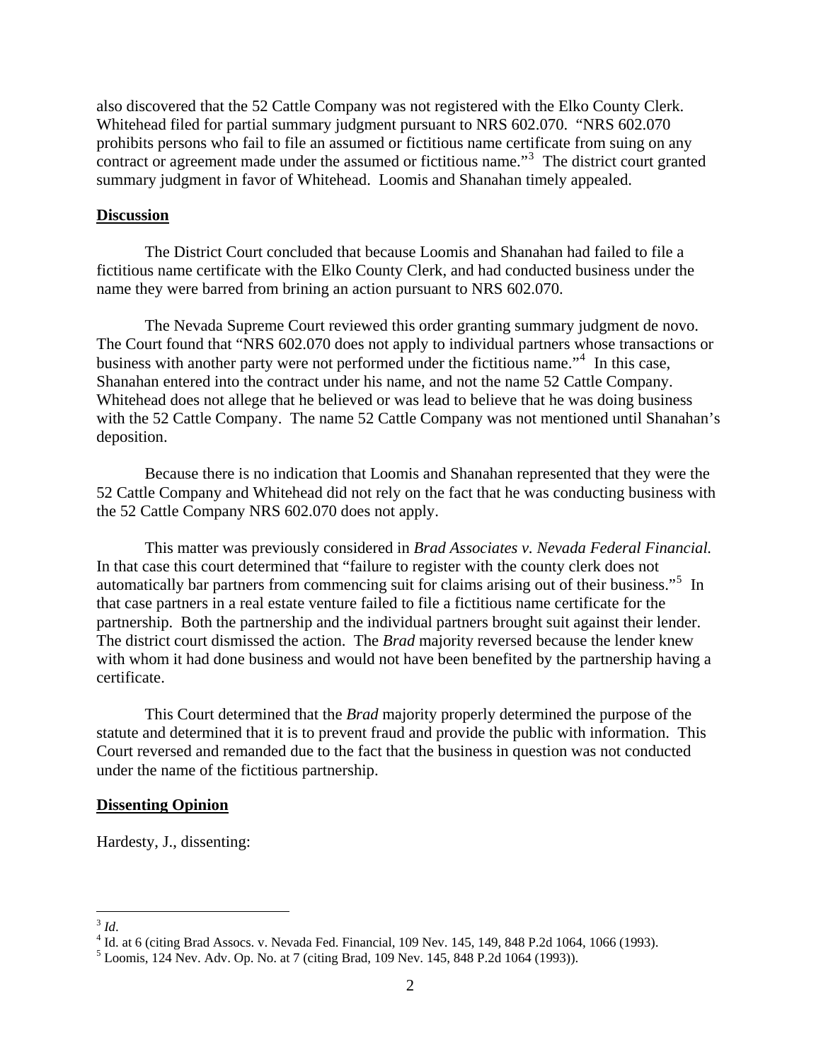also discovered that the 52 Cattle Company was not registered with the Elko County Clerk. Whitehead filed for partial summary judgment pursuant to NRS 602.070. "NRS 602.070 prohibits persons who fail to file an assumed or fictitious name certificate from suing on any contract or agreement made under the assumed or fictitious name."[3] The district court granted summary judgment in favor of Whitehead. Loomis and Shanahan timely appealed.

**Discussion**

The District Court concluded that because Loomis and Shanahan had failed to file a fictitious name certificate with the Elko County Clerk, and had conducted business under the name they were barred from brining an action pursuant to NRS 602.070.

The Nevada Supreme Court reviewed this order granting summary judgment de novo. The Court found that "NRS 602.070 does not apply to individual partners whose transactions or business with another party were not performed under the fictitious name."[4] In this case, Shanahan entered into the contract under his name, and not the name 52 Cattle Company. Whitehead does not allege that he believed or was lead to believe that he was doing business with the 52 Cattle Company. The name 52 Cattle Company was not mentioned until Shanahan's deposition.

Because there is no indication that Loomis and Shanahan represented that they were the 52 Cattle Company and Whitehead did not rely on the fact that he was conducting business with the 52 Cattle Company NRS 602.070 does not apply.

This matter was previously considered in *Brad Associates v. Nevada Federal Financial.* In that case this court determined that "failure to register with the county clerk does not automatically bar partners from commencing suit for claims arising out of their business."[5] In that case partners in a real estate venture failed to file a fictitious name certificate for the partnership. Both the partnership and the individual partners brought suit against their lender. The district court dismissed the action. The *Brad* majority reversed because the lender knew with whom it had done business and would not have been benefited by the partnership having a certificate.

This Court determined that the *Brad* majority properly determined the purpose of the statute and determined that it is to prevent fraud and provide the public with information. This Court reversed and remanded due to the fact that the business in question was not conducted under the name of the fictitious partnership.

**Dissenting Opinion**

Hardesty, J., dissenting:

---

[3] *Id*.

[4] Id. at 6 (citing Brad Assocs. v. Nevada Fed. Financial, 109 Nev. 145, 149, 848 P.2d 1064, 1066 (1993).

[5] Loomis, 124 Nev. Adv. Op. No. at 7 (citing Brad, 109 Nev. 145, 848 P.2d 1064 (1993)).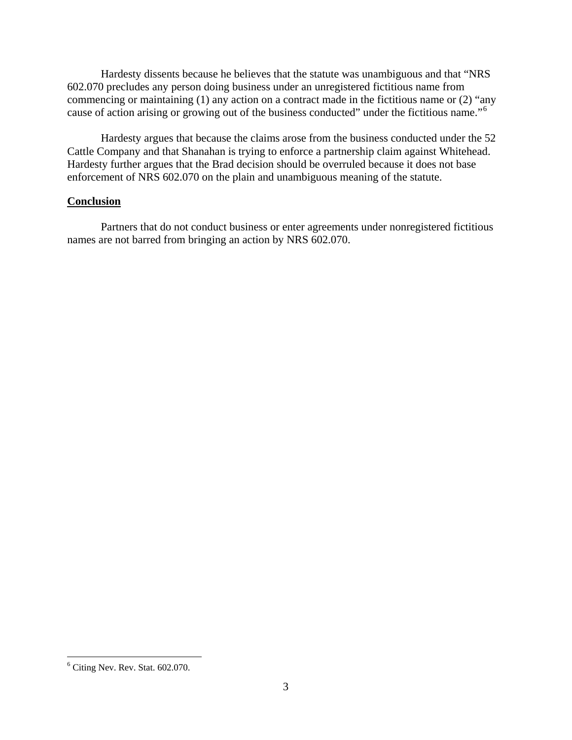Hardesty dissents because he believes that the statute was unambiguous and that "NRS 602.070 precludes any person doing business under an unregistered fictitious name from commencing or maintaining (1) any action on a contract made in the fictitious name or (2) "any cause of action arising or growing out of the business conducted" under the fictitious name."[6]

Hardesty argues that because the claims arose from the business conducted under the 52 Cattle Company and that Shanahan is trying to enforce a partnership claim against Whitehead. Hardesty further argues that the Brad decision should be overruled because it does not base enforcement of NRS 602.070 on the plain and unambiguous meaning of the statute.

**Conclusion**

Partners that do not conduct business or enter agreements under nonregistered fictitious names are not barred from bringing an action by NRS 602.070.

---

[6] Citing Nev. Rev. Stat. 602.070.